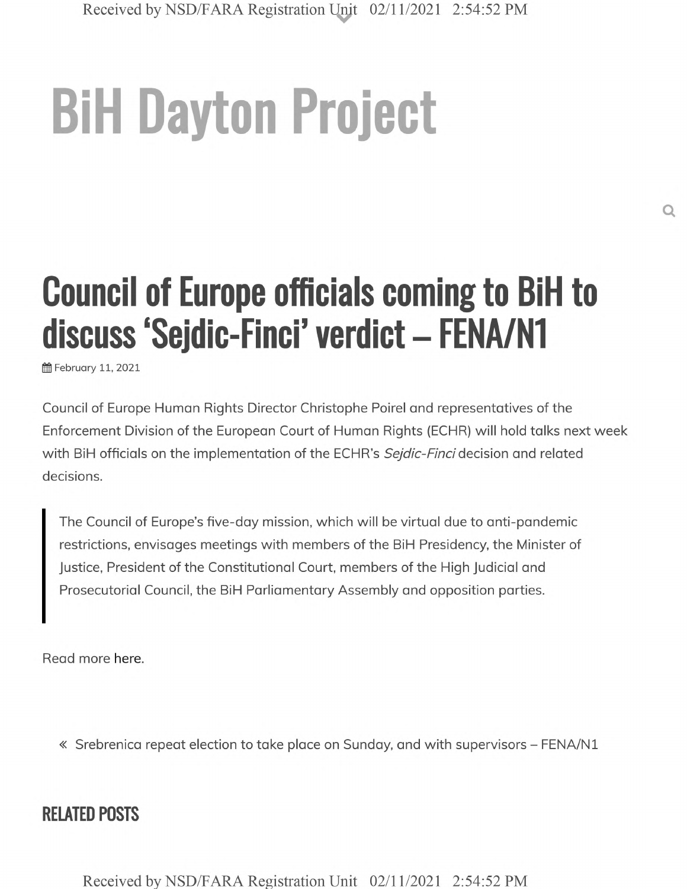# BiH Dayton Project

## Council of Europe officials coming to BiH to discuss 'Sejdic-Finci' verdict – FENA/N1

February 11, 2021

Council of Europe Human Rights Director Christophe Poirel and representatives of the Enforcement Division of the European Court of Human Rights (ECHR) will hold talks next week with BiH officials on the implementation of the ECHR's *Sejdic-Finci* decision and related decisions.

> The Council of Europe's five-day mission, which will be virtual due to anti-pandemic restrictions, envisages meetings with members of the BiH Presidency, the Minister of Justice, President of the Constitutional Court, members of the High Judicial and Prosecutorial Council, the BiH Parliamentary Assembly and opposition parties.

Read more here.

« Srebrenica repeat election to take place on Sunday, and with supervisors – FENA/N1

### RELATED POSTS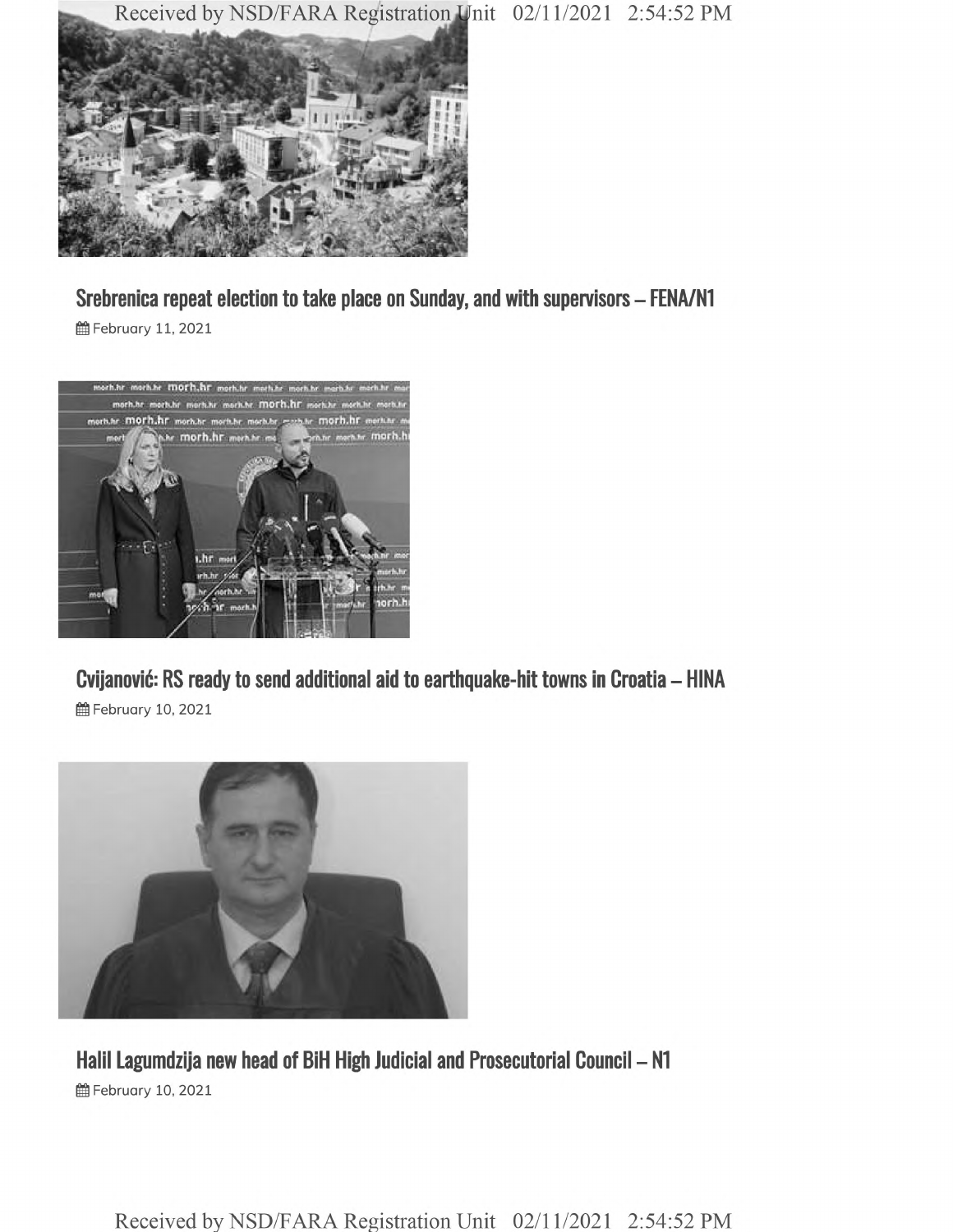### Srebrenica repeat election to take place on Sunday, and with supervisors – FENA/N1

February 11, 2021

### Cvijanović: RS ready to send additional aid to earthquake-hit towns in Croatia – HINA

February 10, 2021

### Halil Lagumdzija new head of BiH High Judicial and Prosecutorial Council – N1

February 10, 2021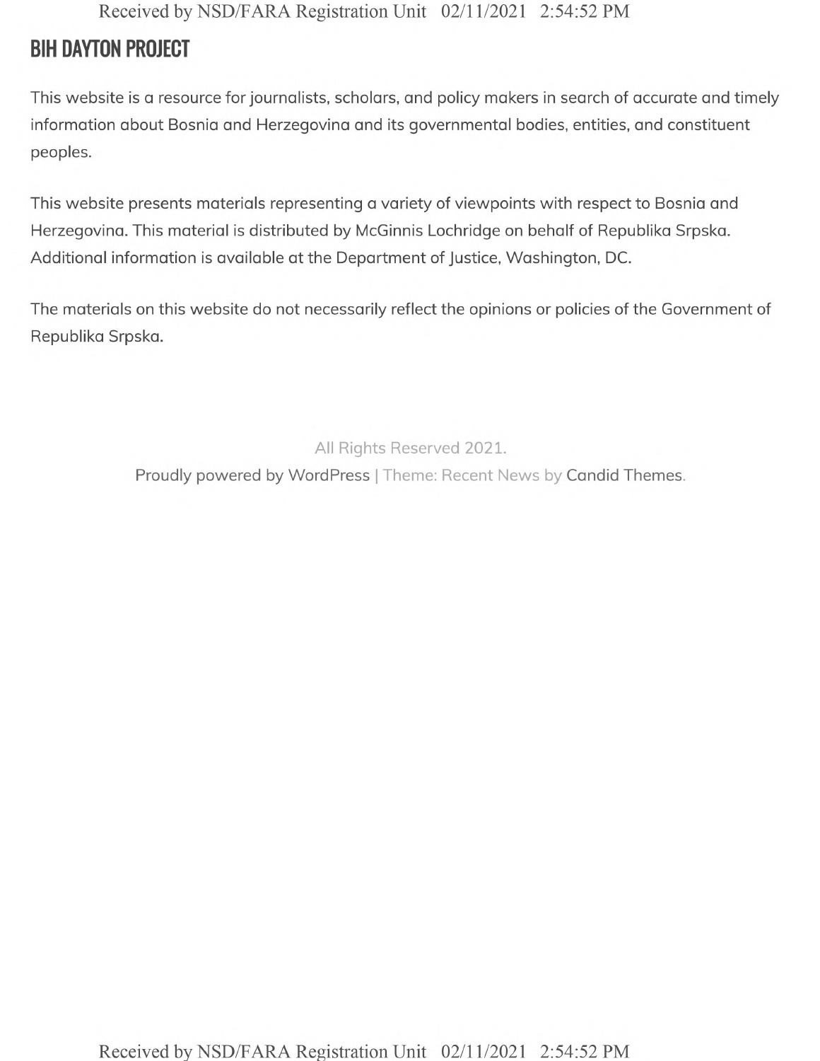## BIH DAYTON PROJECT

This website is a resource for journalists, scholars, and policy makers in search of accurate and timely information about Bosnia and Herzegovina and its governmental bodies, entities, and constituent peoples.

This website presents materials representing a variety of viewpoints with respect to Bosnia and Herzegovina. This material is distributed by McGinnis Lochridge on behalf of Republika Srpska. Additional information is available at the Department of Justice, Washington, DC.

The materials on this website do not necessarily reflect the opinions or policies of the Government of Republika Srpska.

All Rights Reserved 2021.

Proudly powered by WordPress | Theme: Recent News by Candid Themes.